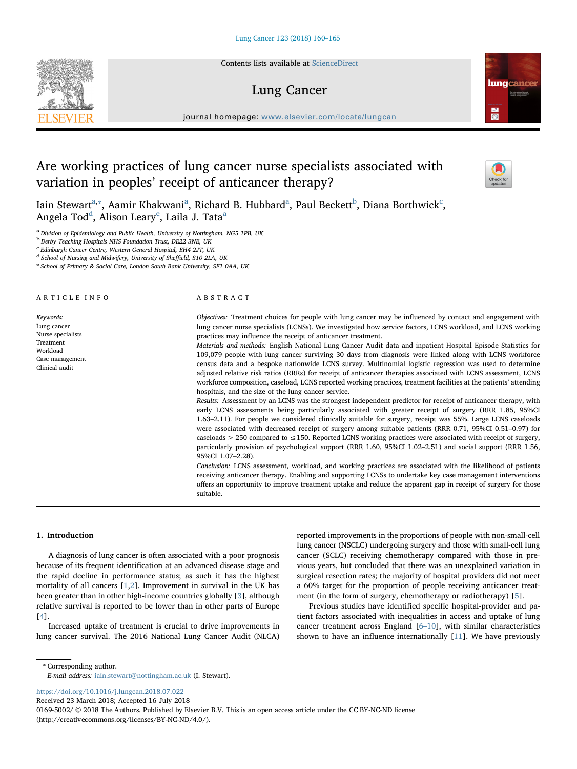# Are working practices of lung cancer nurse specialists associated with variation in peoples' receipt of anticancer therapy?

Iain Stewart[a,*], Aamir Khakwani[a], Richard B. Hubbard[a], Paul Beckett[b], Diana Borthwick[c], Angela Tod[d], Alison Leary[e], Laila J. Tata[a]

[a] Division of Epidemiology and Public Health, University of Nottingham, NG5 1PB, UK
[b] Derby Teaching Hospitals NHS Foundation Trust, DE22 3NE, UK
[c] Edinburgh Cancer Centre, Western General Hospital, EH4 2JT, UK
[d] School of Nursing and Midwifery, University of Sheffield, S10 2LA, UK
[e] School of Primary & Social Care, London South Bank University, SE1 0AA, UK

## ARTICLE INFO

*Keywords:*
Lung cancer
Nurse specialists
Treatment
Workload
Case management
Clinical audit

## ABSTRACT

*Objectives:* Treatment choices for people with lung cancer may be influenced by contact and engagement with lung cancer nurse specialists (LCNSs). We investigated how service factors, LCNS workload, and LCNS working practices may influence the receipt of anticancer treatment.

*Materials and methods:* English National Lung Cancer Audit data and inpatient Hospital Episode Statistics for 109,079 people with lung cancer surviving 30 days from diagnosis were linked along with LCNS workforce census data and a bespoke nationwide LCNS survey. Multinomial logistic regression was used to determine adjusted relative risk ratios (RRRs) for receipt of anticancer therapies associated with LCNS assessment, LCNS workforce composition, caseload, LCNS reported working practices, treatment facilities at the patients' attending hospitals, and the size of the lung cancer service.

*Results:* Assessment by an LCNS was the strongest independent predictor for receipt of anticancer therapy, with early LCNS assessments being particularly associated with greater receipt of surgery (RRR 1.85, 95%CI 1.63–2.11). For people we considered clinically suitable for surgery, receipt was 55%. Large LCNS caseloads were associated with decreased receipt of surgery among suitable patients (RRR 0.71, 95%CI 0.51–0.97) for caseloads > 250 compared to ≤150. Reported LCNS working practices were associated with receipt of surgery, particularly provision of psychological support (RRR 1.60, 95%CI 1.02–2.51) and social support (RRR 1.56, 95%CI 1.07–2.28).

*Conclusion:* LCNS assessment, workload, and working practices are associated with the likelihood of patients receiving anticancer therapy. Enabling and supporting LCNSs to undertake key case management interventions offers an opportunity to improve treatment uptake and reduce the apparent gap in receipt of surgery for those suitable.

## 1. Introduction

A diagnosis of lung cancer is often associated with a poor prognosis because of its frequent identification at an advanced disease stage and the rapid decline in performance status; as such it has the highest mortality of all cancers [1,2]. Improvement in survival in the UK has been greater than in other high-income countries globally [3], although relative survival is reported to be lower than in other parts of Europe [4].

Increased uptake of treatment is crucial to drive improvements in lung cancer survival. The 2016 National Lung Cancer Audit (NLCA) reported improvements in the proportions of people with non-small-cell lung cancer (NSCLC) undergoing surgery and those with small-cell lung cancer (SCLC) receiving chemotherapy compared with those in previous years, but concluded that there was an unexplained variation in surgical resection rates; the majority of hospital providers did not meet a 60% target for the proportion of people receiving anticancer treatment (in the form of surgery, chemotherapy or radiotherapy) [5].

Previous studies have identified specific hospital-provider and patient factors associated with inequalities in access and uptake of lung cancer treatment across England [6–10], with similar characteristics shown to have an influence internationally [11]. We have previously

* Corresponding author.
*E-mail address:* iain.stewart@nottingham.ac.uk (I. Stewart).

https://doi.org/10.1016/j.lungcan.2018.07.022
Received 23 March 2018; Accepted 16 July 2018
0169-5002/ © 2018 The Authors. Published by Elsevier B.V. This is an open access article under the CC BY-NC-ND license (http://creativecommons.org/licenses/BY-NC-ND/4.0/).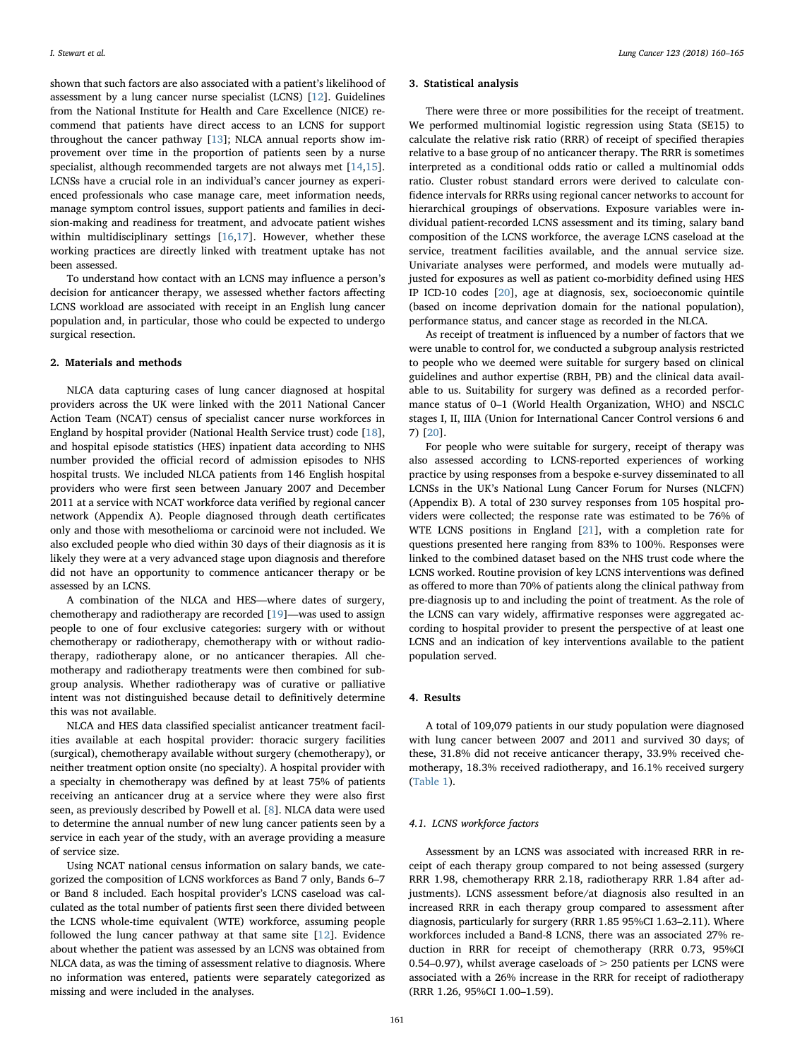shown that such factors are also associated with a patient's likelihood of assessment by a lung cancer nurse specialist (LCNS) [12]. Guidelines from the National Institute for Health and Care Excellence (NICE) recommend that patients have direct access to an LCNS for support throughout the cancer pathway [13]; NLCA annual reports show improvement over time in the proportion of patients seen by a nurse specialist, although recommended targets are not always met [14,15]. LCNSs have a crucial role in an individual's cancer journey as experienced professionals who case manage care, meet information needs, manage symptom control issues, support patients and families in decision-making and readiness for treatment, and advocate patient wishes within multidisciplinary settings [16,17]. However, whether these working practices are directly linked with treatment uptake has not been assessed.

To understand how contact with an LCNS may influence a person's decision for anticancer therapy, we assessed whether factors affecting LCNS workload are associated with receipt in an English lung cancer population and, in particular, those who could be expected to undergo surgical resection.

## 2. Materials and methods

NLCA data capturing cases of lung cancer diagnosed at hospital providers across the UK were linked with the 2011 National Cancer Action Team (NCAT) census of specialist cancer nurse workforces in England by hospital provider (National Health Service trust) code [18], and hospital episode statistics (HES) inpatient data according to NHS number provided the official record of admission episodes to NHS hospital trusts. We included NLCA patients from 146 English hospital providers who were first seen between January 2007 and December 2011 at a service with NCAT workforce data verified by regional cancer network (Appendix A). People diagnosed through death certificates only and those with mesothelioma or carcinoid were not included. We also excluded people who died within 30 days of their diagnosis as it is likely they were at a very advanced stage upon diagnosis and therefore did not have an opportunity to commence anticancer therapy or be assessed by an LCNS.

A combination of the NLCA and HES—where dates of surgery, chemotherapy and radiotherapy are recorded [19]—was used to assign people to one of four exclusive categories: surgery with or without chemotherapy or radiotherapy, chemotherapy with or without radiotherapy, radiotherapy alone, or no anticancer therapies. All chemotherapy and radiotherapy treatments were then combined for subgroup analysis. Whether radiotherapy was of curative or palliative intent was not distinguished because detail to definitively determine this was not available.

NLCA and HES data classified specialist anticancer treatment facilities available at each hospital provider: thoracic surgery facilities (surgical), chemotherapy available without surgery (chemotherapy), or neither treatment option onsite (no specialty). A hospital provider with a specialty in chemotherapy was defined by at least 75% of patients receiving an anticancer drug at a service where they were also first seen, as previously described by Powell et al. [8]. NLCA data were used to determine the annual number of new lung cancer patients seen by a service in each year of the study, with an average providing a measure of service size.

Using NCAT national census information on salary bands, we categorized the composition of LCNS workforces as Band 7 only, Bands 6–7 or Band 8 included. Each hospital provider's LCNS caseload was calculated as the total number of patients first seen there divided between the LCNS whole-time equivalent (WTE) workforce, assuming people followed the lung cancer pathway at that same site [12]. Evidence about whether the patient was assessed by an LCNS was obtained from NLCA data, as was the timing of assessment relative to diagnosis. Where no information was entered, patients were separately categorized as missing and were included in the analyses.

## 3. Statistical analysis

There were three or more possibilities for the receipt of treatment. We performed multinomial logistic regression using Stata (SE15) to calculate the relative risk ratio (RRR) of receipt of specified therapies relative to a base group of no anticancer therapy. The RRR is sometimes interpreted as a conditional odds ratio or called a multinomial odds ratio. Cluster robust standard errors were derived to calculate confidence intervals for RRRs using regional cancer networks to account for hierarchical groupings of observations. Exposure variables were individual patient-recorded LCNS assessment and its timing, salary band composition of the LCNS workforce, the average LCNS caseload at the service, treatment facilities available, and the annual service size. Univariate analyses were performed, and models were mutually adjusted for exposures as well as patient co-morbidity defined using HES IP ICD-10 codes [20], age at diagnosis, sex, socioeconomic quintile (based on income deprivation domain for the national population), performance status, and cancer stage as recorded in the NLCA.

As receipt of treatment is influenced by a number of factors that we were unable to control for, we conducted a subgroup analysis restricted to people who we deemed were suitable for surgery based on clinical guidelines and author expertise (RBH, PB) and the clinical data available to us. Suitability for surgery was defined as a recorded performance status of 0–1 (World Health Organization, WHO) and NSCLC stages I, II, IIIA (Union for International Cancer Control versions 6 and 7) [20].

For people who were suitable for surgery, receipt of therapy was also assessed according to LCNS-reported experiences of working practice by using responses from a bespoke e-survey disseminated to all LCNSs in the UK's National Lung Cancer Forum for Nurses (NLCFN) (Appendix B). A total of 230 survey responses from 105 hospital providers were collected; the response rate was estimated to be 76% of WTE LCNS positions in England [21], with a completion rate for questions presented here ranging from 83% to 100%. Responses were linked to the combined dataset based on the NHS trust code where the LCNS worked. Routine provision of key LCNS interventions was defined as offered to more than 70% of patients along the clinical pathway from pre-diagnosis up to and including the point of treatment. As the role of the LCNS can vary widely, affirmative responses were aggregated according to hospital provider to present the perspective of at least one LCNS and an indication of key interventions available to the patient population served.

## 4. Results

A total of 109,079 patients in our study population were diagnosed with lung cancer between 2007 and 2011 and survived 30 days; of these, 31.8% did not receive anticancer therapy, 33.9% received chemotherapy, 18.3% received radiotherapy, and 16.1% received surgery (Table 1).

### 4.1. LCNS workforce factors

Assessment by an LCNS was associated with increased RRR in receipt of each therapy group compared to not being assessed (surgery RRR 1.98, chemotherapy RRR 2.18, radiotherapy RRR 1.84 after adjustments). LCNS assessment before/at diagnosis also resulted in an increased RRR in each therapy group compared to assessment after diagnosis, particularly for surgery (RRR 1.85 95%CI 1.63–2.11). Where workforces included a Band-8 LCNS, there was an associated 27% reduction in RRR for receipt of chemotherapy (RRR 0.73, 95%CI 0.54–0.97), whilst average caseloads of > 250 patients per LCNS were associated with a 26% increase in the RRR for receipt of radiotherapy (RRR 1.26, 95%CI 1.00–1.59).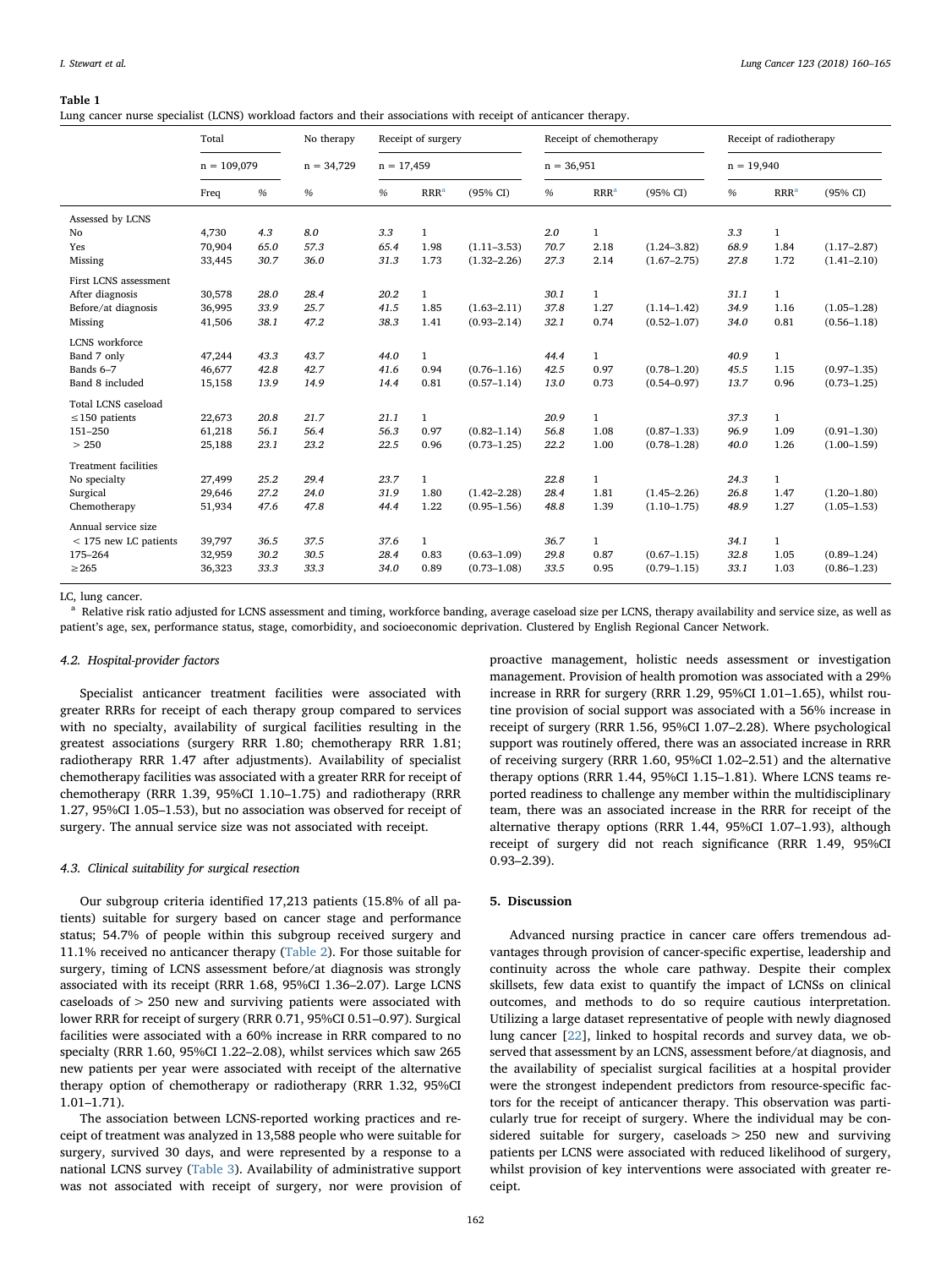**Table 1**
Lung cancer nurse specialist (LCNS) workload factors and their associations with receipt of anticancer therapy.

| | Total | | No therapy | Receipt of surgery | | | Receipt of chemotherapy | | | Receipt of radiotherapy | | |
|---|---|---|---|---|---|---|---|---|---|---|---|---|
| | n = 109,079 | | n = 34,729 | n = 17,459 | | | n = 36,951 | | | n = 19,940 | | |
| | Freq | % | % | % | RRR[a] | (95% CI) | % | RRR[a] | (95% CI) | % | RRR[a] | (95% CI) |
| Assessed by LCNS | | | | | | | | | | | | |
| No | 4,730 | 4.3 | 8.0 | 3.3 | 1 | | 2.0 | 1 | | 3.3 | 1 | |
| Yes | 70,904 | 65.0 | 57.3 | 65.4 | 1.98 | (1.11–3.53) | 70.7 | 2.18 | (1.24–3.82) | 68.9 | 1.84 | (1.17–2.87) |
| Missing | 33,445 | 30.7 | 36.0 | 31.3 | 1.73 | (1.32–2.26) | 27.3 | 2.14 | (1.67–2.75) | 27.8 | 1.72 | (1.41–2.10) |
| First LCNS assessment | | | | | | | | | | | | |
| After diagnosis | 30,578 | 28.0 | 28.4 | 20.2 | 1 | | 30.1 | 1 | | 31.1 | 1 | |
| Before/at diagnosis | 36,995 | 33.9 | 25.7 | 41.5 | 1.85 | (1.63–2.11) | 37.8 | 1.27 | (1.14–1.42) | 34.9 | 1.16 | (1.05–1.28) |
| Missing | 41,506 | 38.1 | 47.2 | 38.3 | 1.41 | (0.93–2.14) | 32.1 | 0.74 | (0.52–1.07) | 34.0 | 0.81 | (0.56–1.18) |
| LCNS workforce | | | | | | | | | | | | |
| Band 7 only | 47,244 | 43.3 | 43.7 | 44.0 | 1 | | 44.4 | 1 | | 40.9 | 1 | |
| Bands 6–7 | 46,677 | 42.8 | 42.7 | 41.6 | 0.94 | (0.76–1.16) | 42.5 | 0.97 | (0.78–1.20) | 45.5 | 1.15 | (0.97–1.35) |
| Band 8 included | 15,158 | 13.9 | 14.9 | 14.4 | 0.81 | (0.57–1.14) | 13.0 | 0.73 | (0.54–0.97) | 13.7 | 0.96 | (0.73–1.25) |
| Total LCNS caseload | | | | | | | | | | | | |
| ≤150 patients | 22,673 | 20.8 | 21.7 | 21.1 | 1 | | 20.9 | 1 | | 37.3 | 1 | |
| 151–250 | 61,218 | 56.1 | 56.4 | 56.3 | 0.97 | (0.82–1.14) | 56.8 | 1.08 | (0.87–1.33) | 96.9 | 1.09 | (0.91–1.30) |
| > 250 | 25,188 | 23.1 | 23.2 | 22.5 | 0.96 | (0.73–1.25) | 22.2 | 1.00 | (0.78–1.28) | 40.0 | 1.26 | (1.00–1.59) |
| Treatment facilities | | | | | | | | | | | | |
| No specialty | 27,499 | 25.2 | 29.4 | 23.7 | 1 | | 22.8 | 1 | | 24.3 | 1 | |
| Surgical | 29,646 | 27.2 | 24.0 | 31.9 | 1.80 | (1.42–2.28) | 28.4 | 1.81 | (1.45–2.26) | 26.8 | 1.47 | (1.20–1.80) |
| Chemotherapy | 51,934 | 47.6 | 47.8 | 44.4 | 1.22 | (0.95–1.56) | 48.8 | 1.39 | (1.10–1.75) | 48.9 | 1.27 | (1.05–1.53) |
| Annual service size | | | | | | | | | | | | |
| < 175 new LC patients | 39,797 | 36.5 | 37.5 | 37.6 | 1 | | 36.7 | 1 | | 34.1 | 1 | |
| 175–264 | 32,959 | 30.2 | 30.5 | 28.4 | 0.83 | (0.63–1.09) | 29.8 | 0.87 | (0.67–1.15) | 32.8 | 1.05 | (0.89–1.24) |
| ≥265 | 36,323 | 33.3 | 33.3 | 34.0 | 0.89 | (0.73–1.08) | 33.5 | 0.95 | (0.79–1.15) | 33.1 | 1.03 | (0.86–1.23) |

LC, lung cancer.
[a] Relative risk ratio adjusted for LCNS assessment and timing, workforce banding, average caseload size per LCNS, therapy availability and service size, as well as patient's age, sex, performance status, stage, comorbidity, and socioeconomic deprivation. Clustered by English Regional Cancer Network.

### 4.2. Hospital-provider factors

Specialist anticancer treatment facilities were associated with greater RRRs for receipt of each therapy group compared to services with no specialty, availability of surgical facilities resulting in the greatest associations (surgery RRR 1.80; chemotherapy RRR 1.81; radiotherapy RRR 1.47 after adjustments). Availability of specialist chemotherapy facilities was associated with a greater RRR for receipt of chemotherapy (RRR 1.39, 95%CI 1.10–1.75) and radiotherapy (RRR 1.27, 95%CI 1.05–1.53), but no association was observed for receipt of surgery. The annual service size was not associated with receipt.

### 4.3. Clinical suitability for surgical resection

Our subgroup criteria identified 17,213 patients (15.8% of all patients) suitable for surgery based on cancer stage and performance status; 54.7% of people within this subgroup received surgery and 11.1% received no anticancer therapy (Table 2). For those suitable for surgery, timing of LCNS assessment before/at diagnosis was strongly associated with its receipt (RRR 1.68, 95%CI 1.36–2.07). Large LCNS caseloads of > 250 new and surviving patients were associated with lower RRR for receipt of surgery (RRR 0.71, 95%CI 0.51–0.97). Surgical facilities were associated with a 60% increase in RRR compared to no specialty (RRR 1.60, 95%CI 1.22–2.08), whilst services which saw 265 new patients per year were associated with receipt of the alternative therapy option of chemotherapy or radiotherapy (RRR 1.32, 95%CI 1.01–1.71).

The association between LCNS-reported working practices and receipt of treatment was analyzed in 13,588 people who were suitable for surgery, survived 30 days, and were represented by a response to a national LCNS survey (Table 3). Availability of administrative support was not associated with receipt of surgery, nor were provision of proactive management, holistic needs assessment or investigation management. Provision of health promotion was associated with a 29% increase in RRR for surgery (RRR 1.29, 95%CI 1.01–1.65), whilst routine provision of social support was associated with a 56% increase in receipt of surgery (RRR 1.56, 95%CI 1.07–2.28). Where psychological support was routinely offered, there was an associated increase in RRR of receiving surgery (RRR 1.60, 95%CI 1.02–2.51) and the alternative therapy options (RRR 1.44, 95%CI 1.15–1.81). Where LCNS teams reported readiness to challenge any member within the multidisciplinary team, there was an associated increase in the RRR for receipt of the alternative therapy options (RRR 1.44, 95%CI 1.07–1.93), although receipt of surgery did not reach significance (RRR 1.49, 95%CI 0.93–2.39).

## 5. Discussion

Advanced nursing practice in cancer care offers tremendous advantages through provision of cancer-specific expertise, leadership and continuity across the whole care pathway. Despite their complex skillsets, few data exist to quantify the impact of LCNSs on clinical outcomes, and methods to do so require cautious interpretation. Utilizing a large dataset representative of people with newly diagnosed lung cancer [22], linked to hospital records and survey data, we observed that assessment by an LCNS, assessment before/at diagnosis, and the availability of specialist surgical facilities at a hospital provider were the strongest independent predictors from resource-specific factors for the receipt of anticancer therapy. This observation was particularly true for receipt of surgery. Where the individual may be considered suitable for surgery, caseloads > 250 new and surviving patients per LCNS were associated with reduced likelihood of surgery, whilst provision of key interventions were associated with greater receipt.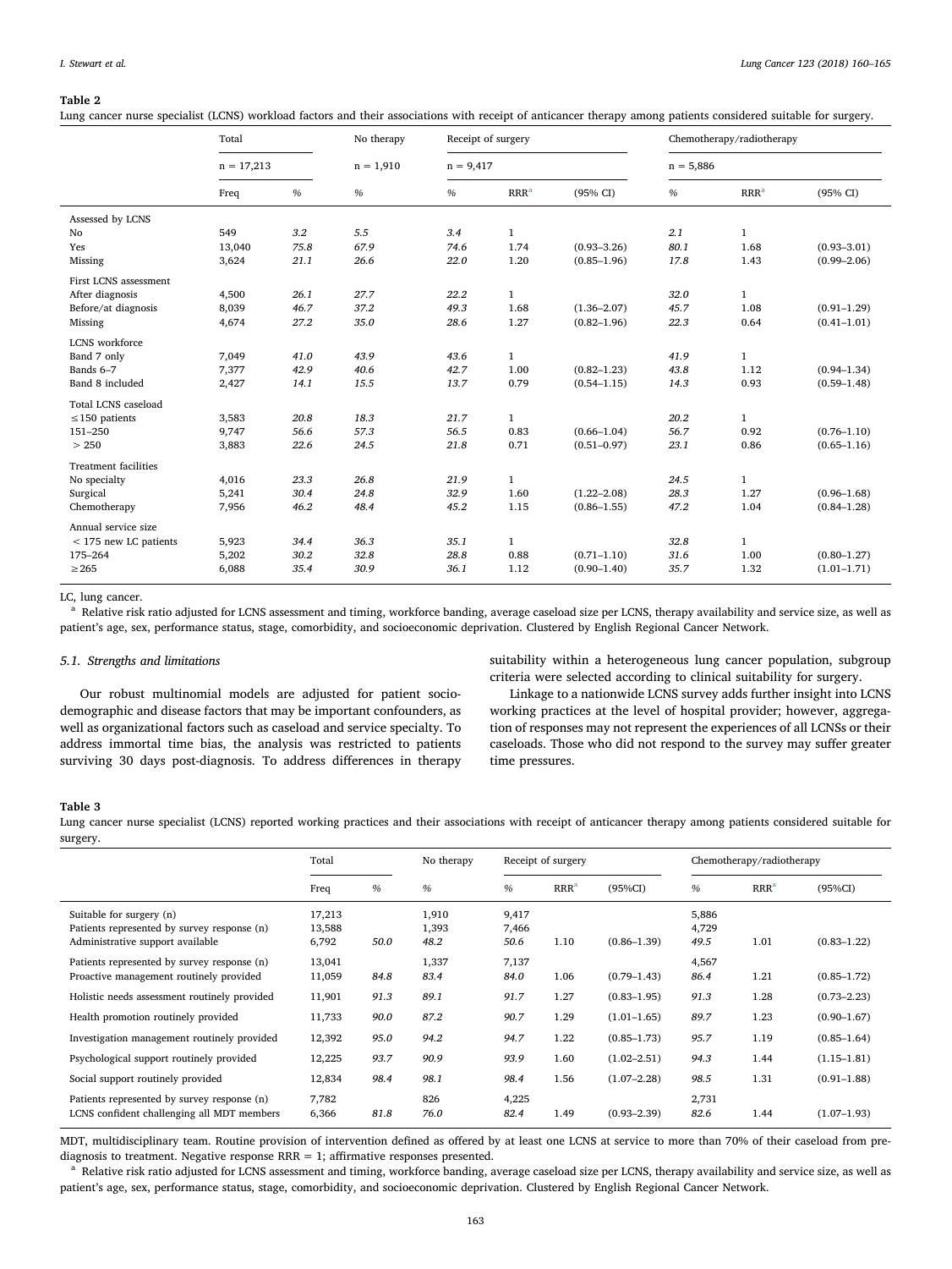**Table 2**

Lung cancer nurse specialist (LCNS) workload factors and their associations with receipt of anticancer therapy among patients considered suitable for surgery.

| | Total | | No therapy | Receipt of surgery | | | Chemotherapy/radiotherapy | | |
|---|---|---|---|---|---|---|---|---|---|
| | n = 17,213 | | n = 1,910 | n = 9,417 | | | n = 5,886 | | |
| | Freq | % | % | % | RRR[a] | (95% CI) | % | RRR[a] | (95% CI) |
| Assessed by LCNS | | | | | | | | | |
| No | 549 | 3.2 | 5.5 | 3.4 | 1 | | 2.1 | 1 | |
| Yes | 13,040 | 75.8 | 67.9 | 74.6 | 1.74 | (0.93–3.26) | 80.1 | 1.68 | (0.93–3.01) |
| Missing | 3,624 | 21.1 | 26.6 | 22.0 | 1.20 | (0.85–1.96) | 17.8 | 1.43 | (0.99–2.06) |
| First LCNS assessment | | | | | | | | | |
| After diagnosis | 4,500 | 26.1 | 27.7 | 22.2 | 1 | | 32.0 | 1 | |
| Before/at diagnosis | 8,039 | 46.7 | 37.2 | 49.3 | 1.68 | (1.36–2.07) | 45.7 | 1.08 | (0.91–1.29) |
| Missing | 4,674 | 27.2 | 35.0 | 28.6 | 1.27 | (0.82–1.96) | 22.3 | 0.64 | (0.41–1.01) |
| LCNS workforce | | | | | | | | | |
| Band 7 only | 7,049 | 41.0 | 43.9 | 43.6 | 1 | | 41.9 | 1 | |
| Bands 6–7 | 7,377 | 42.9 | 40.6 | 42.7 | 1.00 | (0.82–1.23) | 43.8 | 1.12 | (0.94–1.34) |
| Band 8 included | 2,427 | 14.1 | 15.5 | 13.7 | 0.79 | (0.54–1.15) | 14.3 | 0.93 | (0.59–1.48) |
| Total LCNS caseload | | | | | | | | | |
| ≤150 patients | 3,583 | 20.8 | 18.3 | 21.7 | 1 | | 20.2 | 1 | |
| 151–250 | 9,747 | 56.6 | 57.3 | 56.5 | 0.83 | (0.66–1.04) | 56.7 | 0.92 | (0.76–1.10) |
| > 250 | 3,883 | 22.6 | 24.5 | 21.8 | 0.71 | (0.51–0.97) | 23.1 | 0.86 | (0.65–1.16) |
| Treatment facilities | | | | | | | | | |
| No specialty | 4,016 | 23.3 | 26.8 | 21.9 | 1 | | 24.5 | 1 | |
| Surgical | 5,241 | 30.4 | 24.8 | 32.9 | 1.60 | (1.22–2.08) | 28.3 | 1.27 | (0.96–1.68) |
| Chemotherapy | 7,956 | 46.2 | 48.4 | 45.2 | 1.15 | (0.86–1.55) | 47.2 | 1.04 | (0.84–1.28) |
| Annual service size | | | | | | | | | |
| < 175 new LC patients | 5,923 | 34.4 | 36.3 | 35.1 | 1 | | 32.8 | 1 | |
| 175–264 | 5,202 | 30.2 | 32.8 | 28.8 | 0.88 | (0.71–1.10) | 31.6 | 1.00 | (0.80–1.27) |
| ≥265 | 6,088 | 35.4 | 30.9 | 36.1 | 1.12 | (0.90–1.40) | 35.7 | 1.32 | (1.01–1.71) |

LC, lung cancer.

[a] Relative risk ratio adjusted for LCNS assessment and timing, workforce banding, average caseload size per LCNS, therapy availability and service size, as well as patient's age, sex, performance status, stage, comorbidity, and socioeconomic deprivation. Clustered by English Regional Cancer Network.

### 5.1. Strengths and limitations

Our robust multinomial models are adjusted for patient sociodemographic and disease factors that may be important confounders, as well as organizational factors such as caseload and service specialty. To address immortal time bias, the analysis was restricted to patients surviving 30 days post-diagnosis. To address differences in therapy suitability within a heterogeneous lung cancer population, subgroup criteria were selected according to clinical suitability for surgery.

Linkage to a nationwide LCNS survey adds further insight into LCNS working practices at the level of hospital provider; however, aggregation of responses may not represent the experiences of all LCNSs or their caseloads. Those who did not respond to the survey may suffer greater time pressures.

**Table 3**

Lung cancer nurse specialist (LCNS) reported working practices and their associations with receipt of anticancer therapy among patients considered suitable for surgery.

| | Total | | No therapy | Receipt of surgery | | | Chemotherapy/radiotherapy | | |
|---|---|---|---|---|---|---|---|---|---|
| | Freq | % | % | % | RRR[a] | (95%CI) | % | RRR[a] | (95%CI) |
| Suitable for surgery (n) | 17,213 | | 1,910 | 9,417 | | | 5,886 | | |
| Patients represented by survey response (n) | 13,588 | | 1,393 | 7,466 | | | 4,729 | | |
| Administrative support available | 6,792 | 50.0 | 48.2 | 50.6 | 1.10 | (0.86–1.39) | 49.5 | 1.01 | (0.83–1.22) |
| Patients represented by survey response (n) | 13,041 | | 1,337 | 7,137 | | | 4,567 | | |
| Proactive management routinely provided | 11,059 | 84.8 | 83.4 | 84.0 | 1.06 | (0.79–1.43) | 86.4 | 1.21 | (0.85–1.72) |
| Holistic needs assessment routinely provided | 11,901 | 91.3 | 89.1 | 91.7 | 1.27 | (0.83–1.95) | 91.3 | 1.28 | (0.73–2.23) |
| Health promotion routinely provided | 11,733 | 90.0 | 87.2 | 90.7 | 1.29 | (1.01–1.65) | 89.7 | 1.23 | (0.90–1.67) |
| Investigation management routinely provided | 12,392 | 95.0 | 94.2 | 94.7 | 1.22 | (0.85–1.73) | 95.7 | 1.19 | (0.85–1.64) |
| Psychological support routinely provided | 12,225 | 93.7 | 90.9 | 93.9 | 1.60 | (1.02–2.51) | 94.3 | 1.44 | (1.15–1.81) |
| Social support routinely provided | 12,834 | 98.4 | 98.1 | 98.4 | 1.56 | (1.07–2.28) | 98.5 | 1.31 | (0.91–1.88) |
| Patients represented by survey response (n) | 7,782 | | 826 | 4,225 | | | 2,731 | | |
| LCNS confident challenging all MDT members | 6,366 | 81.8 | 76.0 | 82.4 | 1.49 | (0.93–2.39) | 82.6 | 1.44 | (1.07–1.93) |

MDT, multidisciplinary team. Routine provision of intervention defined as offered by at least one LCNS at service to more than 70% of their caseload from pre-diagnosis to treatment. Negative response RRR = 1; affirmative responses presented.

[a] Relative risk ratio adjusted for LCNS assessment and timing, workforce banding, average caseload size per LCNS, therapy availability and service size, as well as patient's age, sex, performance status, stage, comorbidity, and socioeconomic deprivation. Clustered by English Regional Cancer Network.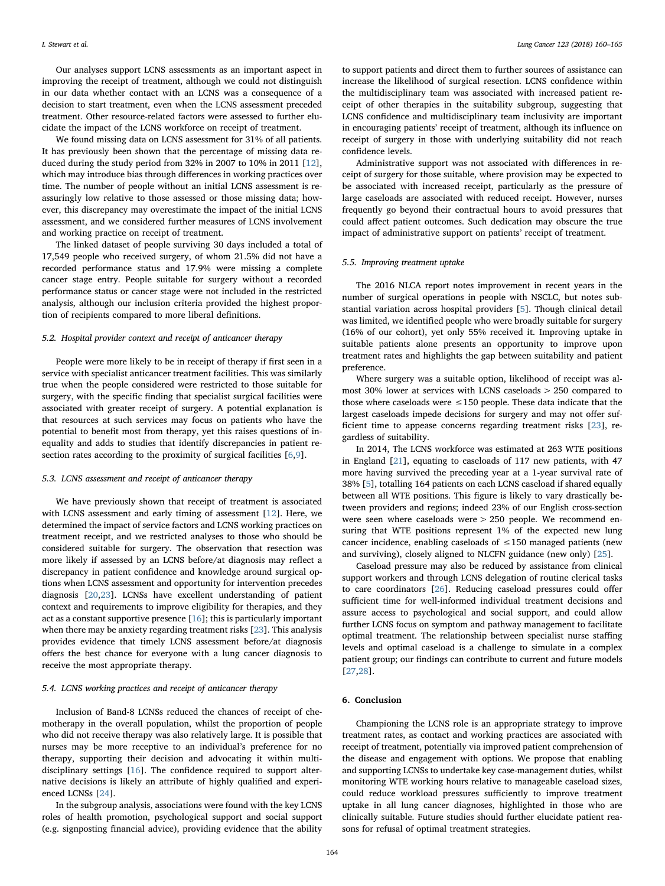Our analyses support LCNS assessments as an important aspect in improving the receipt of treatment, although we could not distinguish in our data whether contact with an LCNS was a consequence of a decision to start treatment, even when the LCNS assessment preceded treatment. Other resource-related factors were assessed to further elucidate the impact of the LCNS workforce on receipt of treatment.

We found missing data on LCNS assessment for 31% of all patients. It has previously been shown that the percentage of missing data reduced during the study period from 32% in 2007 to 10% in 2011 [12], which may introduce bias through differences in working practices over time. The number of people without an initial LCNS assessment is reassuringly low relative to those assessed or those missing data; however, this discrepancy may overestimate the impact of the initial LCNS assessment, and we considered further measures of LCNS involvement and working practice on receipt of treatment.

The linked dataset of people surviving 30 days included a total of 17,549 people who received surgery, of whom 21.5% did not have a recorded performance status and 17.9% were missing a complete cancer stage entry. People suitable for surgery without a recorded performance status or cancer stage were not included in the restricted analysis, although our inclusion criteria provided the highest proportion of recipients compared to more liberal definitions.

### 5.2. Hospital provider context and receipt of anticancer therapy

People were more likely to be in receipt of therapy if first seen in a service with specialist anticancer treatment facilities. This was similarly true when the people considered were restricted to those suitable for surgery, with the specific finding that specialist surgical facilities were associated with greater receipt of surgery. A potential explanation is that resources at such services may focus on patients who have the potential to benefit most from therapy, yet this raises questions of inequality and adds to studies that identify discrepancies in patient resection rates according to the proximity of surgical facilities [6,9].

### 5.3. LCNS assessment and receipt of anticancer therapy

We have previously shown that receipt of treatment is associated with LCNS assessment and early timing of assessment [12]. Here, we determined the impact of service factors and LCNS working practices on treatment receipt, and we restricted analyses to those who should be considered suitable for surgery. The observation that resection was more likely if assessed by an LCNS before/at diagnosis may reflect a discrepancy in patient confidence and knowledge around surgical options when LCNS assessment and opportunity for intervention precedes diagnosis [20,23]. LCNSs have excellent understanding of patient context and requirements to improve eligibility for therapies, and they act as a constant supportive presence [16]; this is particularly important when there may be anxiety regarding treatment risks [23]. This analysis provides evidence that timely LCNS assessment before/at diagnosis offers the best chance for everyone with a lung cancer diagnosis to receive the most appropriate therapy.

### 5.4. LCNS working practices and receipt of anticancer therapy

Inclusion of Band-8 LCNSs reduced the chances of receipt of chemotherapy in the overall population, whilst the proportion of people who did not receive therapy was also relatively large. It is possible that nurses may be more receptive to an individual's preference for no therapy, supporting their decision and advocating it within multidisciplinary settings [16]. The confidence required to support alternative decisions is likely an attribute of highly qualified and experienced LCNSs [24].

In the subgroup analysis, associations were found with the key LCNS roles of health promotion, psychological support and social support (e.g. signposting financial advice), providing evidence that the ability to support patients and direct them to further sources of assistance can increase the likelihood of surgical resection. LCNS confidence within the multidisciplinary team was associated with increased patient receipt of other therapies in the suitability subgroup, suggesting that LCNS confidence and multidisciplinary team inclusivity are important in encouraging patients' receipt of treatment, although its influence on receipt of surgery in those with underlying suitability did not reach confidence levels.

Administrative support was not associated with differences in receipt of surgery for those suitable, where provision may be expected to be associated with increased receipt, particularly as the pressure of large caseloads are associated with reduced receipt. However, nurses frequently go beyond their contractual hours to avoid pressures that could affect patient outcomes. Such dedication may obscure the true impact of administrative support on patients' receipt of treatment.

### 5.5. Improving treatment uptake

The 2016 NLCA report notes improvement in recent years in the number of surgical operations in people with NSCLC, but notes substantial variation across hospital providers [5]. Though clinical detail was limited, we identified people who were broadly suitable for surgery (16% of our cohort), yet only 55% received it. Improving uptake in suitable patients alone presents an opportunity to improve upon treatment rates and highlights the gap between suitability and patient preference.

Where surgery was a suitable option, likelihood of receipt was almost 30% lower at services with LCNS caseloads > 250 compared to those where caseloads were ≤150 people. These data indicate that the largest caseloads impede decisions for surgery and may not offer sufficient time to appease concerns regarding treatment risks [23], regardless of suitability.

In 2014, The LCNS workforce was estimated at 263 WTE positions in England [21], equating to caseloads of 117 new patients, with 47 more having survived the preceding year at a 1-year survival rate of 38% [5], totalling 164 patients on each LCNS caseload if shared equally between all WTE positions. This figure is likely to vary drastically between providers and regions; indeed 23% of our English cross-section were seen where caseloads were > 250 people. We recommend ensuring that WTE positions represent 1% of the expected new lung cancer incidence, enabling caseloads of ≤150 managed patients (new and surviving), closely aligned to NLCFN guidance (new only) [25].

Caseload pressure may also be reduced by assistance from clinical support workers and through LCNS delegation of routine clerical tasks to care coordinators [26]. Reducing caseload pressures could offer sufficient time for well-informed individual treatment decisions and assure access to psychological and social support, and could allow further LCNS focus on symptom and pathway management to facilitate optimal treatment. The relationship between specialist nurse staffing levels and optimal caseload is a challenge to simulate in a complex patient group; our findings can contribute to current and future models [27,28].

## 6. Conclusion

Championing the LCNS role is an appropriate strategy to improve treatment rates, as contact and working practices are associated with receipt of treatment, potentially via improved patient comprehension of the disease and engagement with options. We propose that enabling and supporting LCNSs to undertake key case-management duties, whilst monitoring WTE working hours relative to manageable caseload sizes, could reduce workload pressures sufficiently to improve treatment uptake in all lung cancer diagnoses, highlighted in those who are clinically suitable. Future studies should further elucidate patient reasons for refusal of optimal treatment strategies.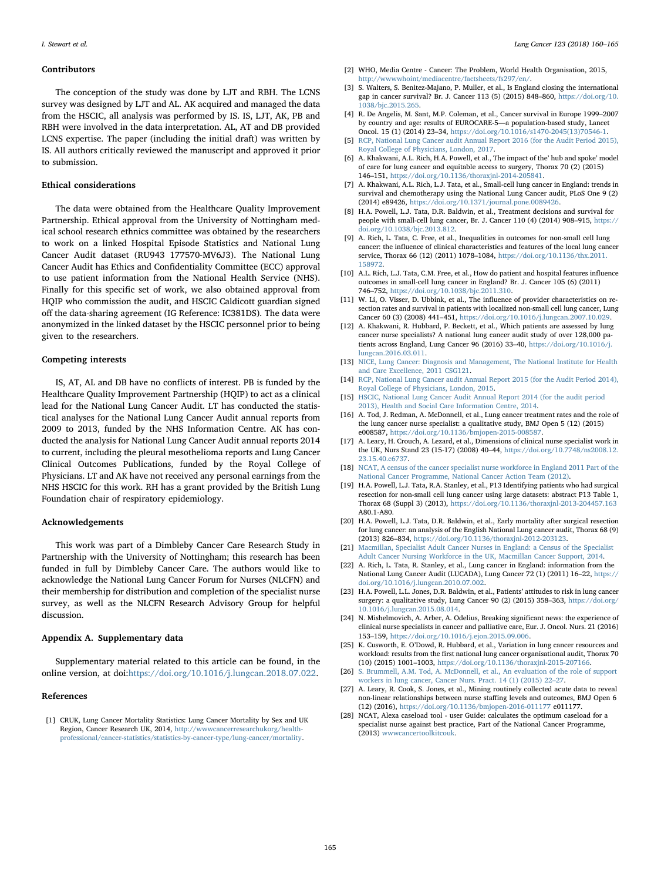## Contributors

The conception of the study was done by LJT and RBH. The LCNS survey was designed by LJT and AL. AK acquired and managed the data from the HSCIC, all analysis was performed by IS. IS, LJT, AK, PB and RBH were involved in the data interpretation. AL, AT and DB provided LCNS expertise. The paper (including the initial draft) was written by IS. All authors critically reviewed the manuscript and approved it prior to submission.

## Ethical considerations

The data were obtained from the Healthcare Quality Improvement Partnership. Ethical approval from the University of Nottingham medical school research ethnics committee was obtained by the researchers to work on a linked Hospital Episode Statistics and National Lung Cancer Audit dataset (RU943 177570-MV6J3). The National Lung Cancer Audit has Ethics and Confidentiality Committee (ECC) approval to use patient information from the National Health Service (NHS). Finally for this specific set of work, we also obtained approval from HQIP who commission the audit, and HSCIC Caldicott guardian signed off the data-sharing agreement (IG Reference: IC381DS). The data were anonymized in the linked dataset by the HSCIC personnel prior to being given to the researchers.

## Competing interests

IS, AT, AL and DB have no conflicts of interest. PB is funded by the Healthcare Quality Improvement Partnership (HQIP) to act as a clinical lead for the National Lung Cancer Audit. LT has conducted the statistical analyses for the National Lung Cancer Audit annual reports from 2009 to 2013, funded by the NHS Information Centre. AK has conducted the analysis for National Lung Cancer Audit annual reports 2014 to current, including the pleural mesothelioma reports and Lung Cancer Clinical Outcomes Publications, funded by the Royal College of Physicians. LT and AK have not received any personal earnings from the NHS HSCIC for this work. RH has a grant provided by the British Lung Foundation chair of respiratory epidemiology.

## Acknowledgements

This work was part of a Dimbleby Cancer Care Research Study in Partnership with the University of Nottingham; this research has been funded in full by Dimbleby Cancer Care. The authors would like to acknowledge the National Lung Cancer Forum for Nurses (NLCFN) and their membership for distribution and completion of the specialist nurse survey, as well as the NLCFN Research Advisory Group for helpful discussion.

## Appendix A. Supplementary data

Supplementary material related to this article can be found, in the online version, at doi:https://doi.org/10.1016/j.lungcan.2018.07.022.

## References

[1] CRUK, Lung Cancer Mortality Statistics: Lung Cancer Mortality by Sex and UK Region, Cancer Research UK, 2014, http://wwwcancerresearchukorg/health-professional/cancer-statistics/statistics-by-cancer-type/lung-cancer/mortality.

[2] WHO, Media Centre - Cancer: The Problem, World Health Organisation, 2015, http://wwwwhoint/mediacentre/factsheets/fs297/en/.

[3] S. Walters, S. Benitez-Majano, P. Muller, et al., Is England closing the international gap in cancer survival? Br. J. Cancer 113 (5) (2015) 848–860, https://doi.org/10.1038/bjc.2015.265.

[4] R. De Angelis, M. Sant, M.P. Coleman, et al., Cancer survival in Europe 1999–2007 by country and age: results of EUROCARE-5—a population-based study, Lancet Oncol. 15 (1) (2014) 23–34, https://doi.org/10.1016/s1470-2045(13)70546-1.

[5] RCP, National Lung Cancer audit Annual Report 2016 (for the Audit Period 2015), Royal College of Physicians, London, 2017.

[6] A. Khakwani, A.L. Rich, H.A. Powell, et al., The impact of the' hub and spoke' model of care for lung cancer and equitable access to surgery, Thorax 70 (2) (2015) 146–151, https://doi.org/10.1136/thoraxjnl-2014-205841.

[7] A. Khakwani, A.L. Rich, L.J. Tata, et al., Small-cell lung cancer in England: trends in survival and chemotherapy using the National Lung Cancer audit, PLoS One 9 (2) (2014) e89426, https://doi.org/10.1371/journal.pone.0089426.

[8] H.A. Powell, L.J. Tata, D.R. Baldwin, et al., Treatment decisions and survival for people with small-cell lung cancer, Br. J. Cancer 110 (4) (2014) 908–915, https://doi.org/10.1038/bjc.2013.812.

[9] A. Rich, L. Tata, C. Free, et al., Inequalities in outcomes for non-small cell lung cancer: the influence of clinical characteristics and features of the local lung cancer service, Thorax 66 (12) (2011) 1078–1084, https://doi.org/10.1136/thx.2011.158972.

[10] A.L. Rich, L.J. Tata, C.M. Free, et al., How do patient and hospital features influence outcomes in small-cell lung cancer in England? Br. J. Cancer 105 (6) (2011) 746–752, https://doi.org/10.1038/bjc.2011.310.

[11] W. Li, O. Visser, D. Ubbink, et al., The influence of provider characteristics on resection rates and survival in patients with localized non-small cell lung cancer, Lung Cancer 60 (3) (2008) 441–451, https://doi.org/10.1016/j.lungcan.2007.10.029.

[12] A. Khakwani, R. Hubbard, P. Beckett, et al., Which patients are assessed by lung cancer nurse specialists? A national lung cancer audit study of over 128,000 patients across England, Lung Cancer 96 (2016) 33–40, https://doi.org/10.1016/j.lungcan.2016.03.011.

[13] NICE, Lung Cancer: Diagnosis and Management, The National Institute for Health and Care Excellence, 2011 CSG121.

[14] RCP, National Lung Cancer audit Annual Report 2015 (for the Audit Period 2014), Royal College of Physicians, London, 2015.

[15] HSCIC, National Lung Cancer Audit Annual Report 2014 (for the audit period 2013), Health and Social Care Information Centre, 2014.

[16] A. Tod, J. Redman, A. McDonnell, et al., Lung cancer treatment rates and the role of the lung cancer nurse specialist: a qualitative study, BMJ Open 5 (12) (2015) e008587, https://doi.org/10.1136/bmjopen-2015-008587.

[17] A. Leary, H. Crouch, A. Lezard, et al., Dimensions of clinical nurse specialist work in the UK, Nurs Stand 23 (15-17) (2008) 40–44, https://doi.org/10.7748/ns2008.12.23.15.40.c6737.

[18] NCAT, A census of the cancer specialist nurse workforce in England 2011 Part of the National Cancer Programme, National Cancer Action Team (2012).

[19] H.A. Powell, L.J. Tata, R.A. Stanley, et al., P13 Identifying patients who had surgical resection for non-small cell lung cancer using large datasets: abstract P13 Table 1, Thorax 68 (Suppl 3) (2013), https://doi.org/10.1136/thoraxjnl-2013-204457.163 A80.1-A80.

[20] H.A. Powell, L.J. Tata, D.R. Baldwin, et al., Early mortality after surgical resection for lung cancer: an analysis of the English National Lung cancer audit, Thorax 68 (9) (2013) 826–834, https://doi.org/10.1136/thoraxjnl-2012-203123.

[21] Macmillan, Specialist Adult Cancer Nurses in England: a Census of the Specialist Adult Cancer Nursing Workforce in the UK, Macmillan Cancer Support, 2014.

[22] A. Rich, L. Tata, R. Stanley, et al., Lung cancer in England: information from the National Lung Cancer Audit (LUCADA), Lung Cancer 72 (1) (2011) 16–22, https://doi.org/10.1016/j.lungcan.2010.07.002.

[23] H.A. Powell, L.L. Jones, D.R. Baldwin, et al., Patients' attitudes to risk in lung cancer surgery: a qualitative study, Lung Cancer 90 (2) (2015) 358–363, https://doi.org/10.1016/j.lungcan.2015.08.014.

[24] N. Mishelmovich, A. Arber, A. Odelius, Breaking significant news: the experience of clinical nurse specialists in cancer and palliative care, Eur. J. Oncol. Nurs. 21 (2016) 153–159, https://doi.org/10.1016/j.ejon.2015.09.006.

[25] K. Cusworth, E. O'Dowd, R. Hubbard, et al., Variation in lung cancer resources and workload: results from the first national lung cancer organisational audit, Thorax 70 (10) (2015) 1001–1003, https://doi.org/10.1136/thoraxjnl-2015-207166.

[26] S. Brummell, A.M. Tod, A. McDonnell, et al., An evaluation of the role of support workers in lung cancer, Cancer Nurs. Pract. 14 (1) (2015) 22–27.

[27] A. Leary, R. Cook, S. Jones, et al., Mining routinely collected acute data to reveal non-linear relationships between nurse staffing levels and outcomes, BMJ Open 6 (12) (2016), https://doi.org/10.1136/bmjopen-2016-011177 e011177.

[28] NCAT, Alexa caseload tool - user Guide: calculates the optimum caseload for a specialist nurse against best practice, Part of the National Cancer Programme, (2013) wwwcancertoolkitcouk.